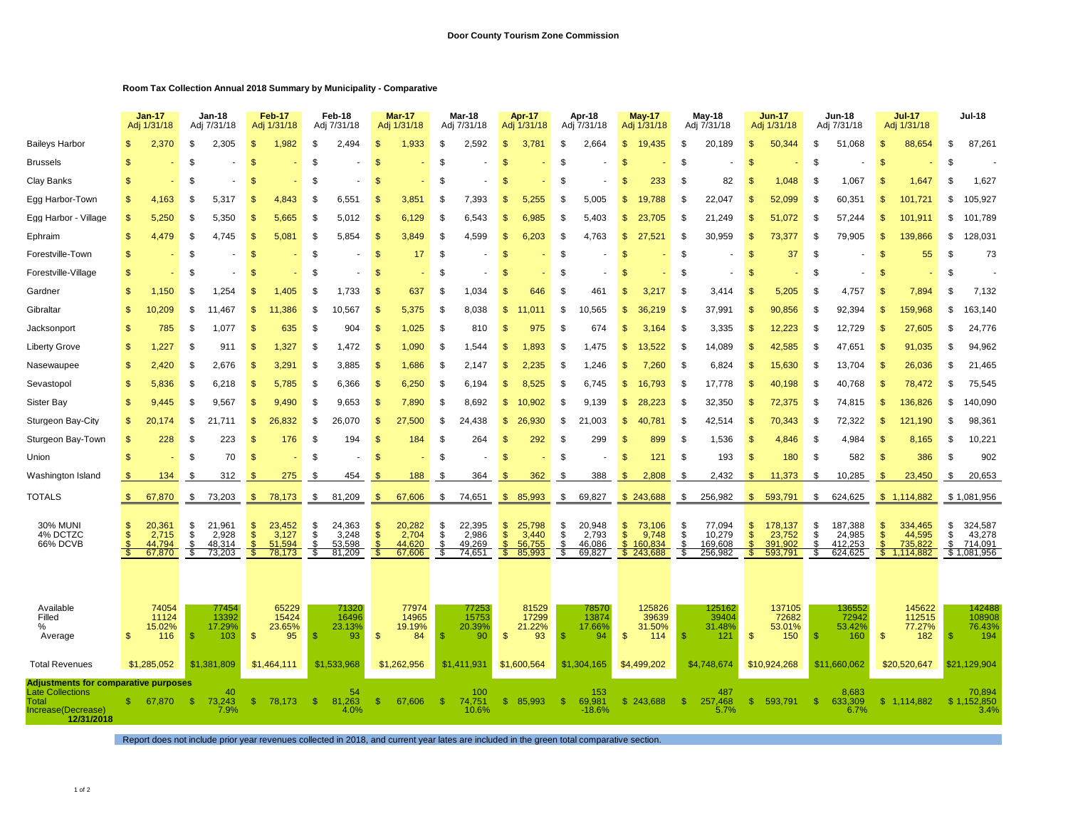**Door County Tourism Zone Commission**

**Room Tax Collection Annual 2018 Summary by Municipality - Comparative**

| | Jan-17 Adj 1/31/18 | Jan-18 Adj 7/31/18 | Feb-17 Adj 1/31/18 | Feb-18 Adj 7/31/18 | Mar-17 Adj 1/31/18 | Mar-18 Adj 7/31/18 | Apr-17 Adj 1/31/18 | Apr-18 Adj 7/31/18 | May-17 Adj 1/31/18 | May-18 Adj 7/31/18 | Jun-17 Adj 1/31/18 | Jun-18 Adj 7/31/18 | Jul-17 Adj 1/31/18 | Jul-18 |
|---|---|---|---|---|---|---|---|---|---|---|---|---|---|---|
| Baileys Harbor | $ 2,370 | $ 2,305 | $ 1,982 | $ 2,494 | $ 1,933 | $ 2,592 | $ 3,781 | $ 2,664 | $ 19,435 | $ 20,189 | $ 50,344 | $ 51,068 | $ 88,654 | $ 87,261 |
| Brussels | $ - | $ - | $ - | $ - | $ - | $ - | $ - | $ - | $ - | $ - | $ - | $ - | $ - | $ - |
| Clay Banks | $ - | $ - | $ - | $ - | $ - | $ - | $ - | $ - | $ 233 | $ 82 | $ 1,048 | $ 1,067 | $ 1,647 | $ 1,627 |
| Egg Harbor-Town | $ 4,163 | $ 5,317 | $ 4,843 | $ 6,551 | $ 3,851 | $ 7,393 | $ 5,255 | $ 5,005 | $ 19,788 | $ 22,047 | $ 52,099 | $ 60,351 | $ 101,721 | $ 105,927 |
| Egg Harbor - Village | $ 5,250 | $ 5,350 | $ 5,665 | $ 5,012 | $ 6,129 | $ 6,543 | $ 6,985 | $ 5,403 | $ 23,705 | $ 21,249 | $ 51,072 | $ 57,244 | $ 101,911 | $ 101,789 |
| Ephraim | $ 4,479 | $ 4,745 | $ 5,081 | $ 5,854 | $ 3,849 | $ 4,599 | $ 6,203 | $ 4,763 | $ 27,521 | $ 30,959 | $ 73,377 | $ 79,905 | $ 139,866 | $ 128,031 |
| Forestville-Town | $ - | $ - | $ - | $ - | $ 17 | $ - | $ - | $ - | $ - | $ - | $ 37 | $ - | $ 55 | $ 73 |
| Forestville-Village | $ - | $ - | $ - | $ - | $ - | $ - | $ - | $ - | $ - | $ - | $ - | $ - | $ - | $ - |
| Gardner | $ 1,150 | $ 1,254 | $ 1,405 | $ 1,733 | $ 637 | $ 1,034 | $ 646 | $ 461 | $ 3,217 | $ 3,414 | $ 5,205 | $ 4,757 | $ 7,894 | $ 7,132 |
| Gibraltar | $ 10,209 | $ 11,467 | $ 11,386 | $ 10,567 | $ 5,375 | $ 8,038 | $ 11,011 | $ 10,565 | $ 36,219 | $ 37,991 | $ 90,856 | $ 92,394 | $ 159,968 | $ 163,140 |
| Jacksonport | $ 785 | $ 1,077 | $ 635 | $ 904 | $ 1,025 | $ 810 | $ 975 | $ 674 | $ 3,164 | $ 3,335 | $ 12,223 | $ 12,729 | $ 27,605 | $ 24,776 |
| Liberty Grove | $ 1,227 | $ 911 | $ 1,327 | $ 1,472 | $ 1,090 | $ 1,544 | $ 1,893 | $ 1,475 | $ 13,522 | $ 14,089 | $ 42,585 | $ 47,651 | $ 91,035 | $ 94,962 |
| Nasewaupee | $ 2,420 | $ 2,676 | $ 3,291 | $ 3,885 | $ 1,686 | $ 2,147 | $ 2,235 | $ 1,246 | $ 7,260 | $ 6,824 | $ 15,630 | $ 13,704 | $ 26,036 | $ 21,465 |
| Sevastopol | $ 5,836 | $ 6,218 | $ 5,785 | $ 6,366 | $ 6,250 | $ 6,194 | $ 8,525 | $ 6,745 | $ 16,793 | $ 17,778 | $ 40,198 | $ 40,768 | $ 78,472 | $ 75,545 |
| Sister Bay | $ 9,445 | $ 9,567 | $ 9,490 | $ 9,653 | $ 7,890 | $ 8,692 | $ 10,902 | $ 9,139 | $ 28,223 | $ 32,350 | $ 72,375 | $ 74,815 | $ 136,826 | $ 140,090 |
| Sturgeon Bay-City | $ 20,174 | $ 21,711 | $ 26,832 | $ 26,070 | $ 27,500 | $ 24,438 | $ 26,930 | $ 21,003 | $ 40,781 | $ 42,514 | $ 70,343 | $ 72,322 | $ 121,190 | $ 98,361 |
| Sturgeon Bay-Town | $ 228 | $ 223 | $ 176 | $ 194 | $ 184 | $ 264 | $ 292 | $ 299 | $ 899 | $ 1,536 | $ 4,846 | $ 4,984 | $ 8,165 | $ 10,221 |
| Union | $ - | $ 70 | $ - | $ - | $ - | $ - | $ - | $ - | $ 121 | $ 193 | $ 180 | $ 582 | $ 386 | $ 902 |
| Washington Island | $ 134 | $ 312 | $ 275 | $ 454 | $ 188 | $ 364 | $ 362 | $ 388 | $ 2,808 | $ 2,432 | $ 11,373 | $ 10,285 | $ 23,450 | $ 20,653 |
| TOTALS | $ 67,870 | $ 73,203 | $ 78,173 | $ 81,209 | $ 67,606 | $ 74,651 | $ 85,993 | $ 69,827 | $ 243,688 | $ 256,982 | $ 593,791 | $ 624,625 | $ 1,114,882 | $ 1,081,956 |
| 30% MUNI | $ 20,361 | $ 21,961 | $ 23,452 | $ 24,363 | $ 20,282 | $ 22,395 | $ 25,798 | $ 20,948 | $ 73,106 | $ 77,094 | $ 178,137 | $ 187,388 | $ 334,465 | $ 324,587 |
| 4% DCTZC | $ 2,715 | $ 2,928 | $ 3,127 | $ 3,248 | $ 2,704 | $ 2,986 | $ 3,440 | $ 2,793 | $ 9,748 | $ 10,279 | $ 23,752 | $ 24,985 | $ 44,595 | $ 43,278 |
| 66% DCVB | $ 44,794 | $ 48,314 | $ 51,594 | $ 53,598 | $ 44,620 | $ 49,269 | $ 56,755 | $ 46,086 | $ 160,834 | $ 169,608 | $ 391,902 | $ 412,253 | $ 735,822 | $ 714,091 |
| | $ 67,870 | $ 73,203 | $ 78,173 | $ 81,209 | $ 67,606 | $ 74,651 | $ 85,993 | $ 69,827 | $ 243,688 | $ 256,982 | $ 593,791 | $ 624,625 | $ 1,114,882 | $ 1,081,956 |
| Available | 74054 | 77454 | 65229 | 71320 | 77974 | 77253 | 81529 | 78570 | 125826 | 125162 | 137105 | 136552 | 145622 | 142488 |
| Filled | 11124 | 13392 | 15424 | 16496 | 14965 | 15753 | 17299 | 13874 | 39639 | 39404 | 72682 | 72942 | 112515 | 108908 |
| % | 15.02% | 17.29% | 23.65% | 23.13% | 19.19% | 20.39% | 21.22% | 17.66% | 31.50% | 31.48% | 53.01% | 53.42% | 77.27% | 76.43% |
| Average | $ 116 | $ 103 | $ 95 | $ 93 | $ 84 | $ 90 | $ 93 | $ 94 | $ 114 | $ 121 | $ 150 | $ 160 | $ 182 | $ 194 |
| Total Revenues | $1,285,052 | $1,381,809 | $1,464,111 | $1,533,968 | $1,262,956 | $1,411,931 | $1,600,564 | $1,304,165 | $4,499,202 | $4,748,674 | $10,924,268 | $11,660,062 | $20,520,647 | $21,129,904 |
| **Adjustments for comparative purposes** | | | | | | | | | | | | | | |
| Late Collections | | 40 | | 54 | | 100 | | 153 | | 487 | | 8,683 | | 70,894 |
| Total | $ 67,870 | $ 73,243 | $ 78,173 | $ 81,263 | $ 67,606 | $ 74,751 | $ 85,993 | $ 69,981 | $ 243,688 | $ 257,468 | $ 593,791 | $ 633,309 | $ 1,114,882 | $ 1,152,850 |
| Increase(Decrease) | | 7.9% | | 4.0% | | 10.6% | | -18.6% | | 5.7% | | 6.7% | | 3.4% |
| **12/31/2018** | | | | | | | | | | | | | | |

Report does not include prior year revenues collected in 2018, and current year lates are included in the green total comparative section.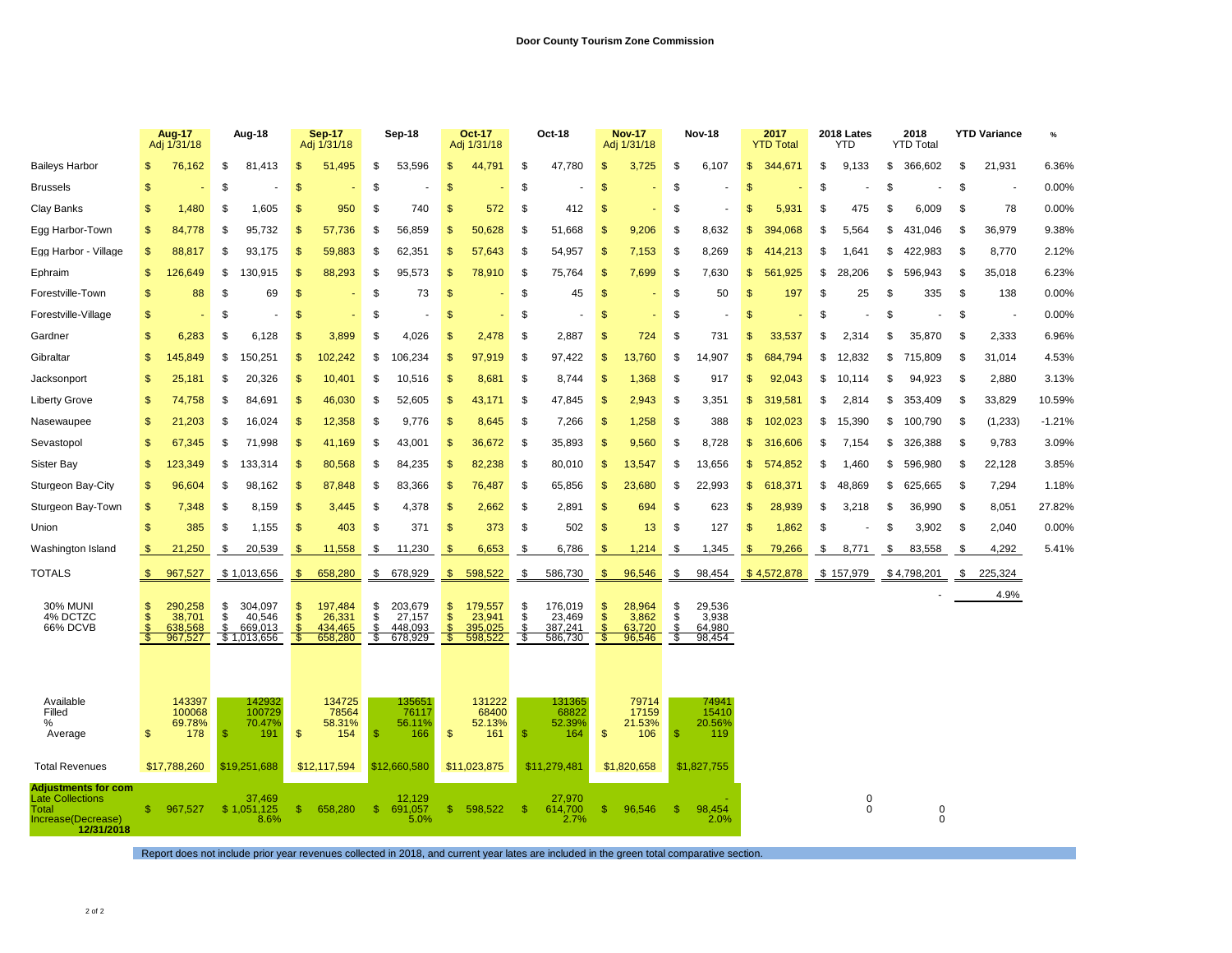## Door County Tourism Zone Commission

| | Aug-17 Adj 1/31/18 | Aug-18 | Sep-17 Adj 1/31/18 | Sep-18 | Oct-17 Adj 1/31/18 | Oct-18 | Nov-17 Adj 1/31/18 | Nov-18 | 2017 YTD Total | 2018 Lates YTD | 2018 YTD Total | YTD Variance | % |
|---|---|---|---|---|---|---|---|---|---|---|---|---|---|
| Baileys Harbor | $ 76,162 | $ 81,413 | $ 51,495 | $ 53,596 | $ 44,791 | $ 47,780 | $ 3,725 | $ 6,107 | $ 344,671 | $ 9,133 | $ 366,602 | $ 21,931 | 6.36% |
| Brussels | $ - | $ - | $ - | $ - | $ - | $ - | $ - | $ - | $ - | $ - | $ - | $ - | 0.00% |
| Clay Banks | $ 1,480 | $ 1,605 | $ 950 | $ 740 | $ 572 | $ 412 | $ - | $ - | $ 5,931 | $ 475 | $ 6,009 | $ 78 | 0.00% |
| Egg Harbor-Town | $ 84,778 | $ 95,732 | $ 57,736 | $ 56,859 | $ 50,628 | $ 51,668 | $ 9,206 | $ 8,632 | $ 394,068 | $ 5,564 | $ 431,046 | $ 36,979 | 9.38% |
| Egg Harbor - Village | $ 88,817 | $ 93,175 | $ 59,883 | $ 62,351 | $ 57,643 | $ 54,957 | $ 7,153 | $ 8,269 | $ 414,213 | $ 1,641 | $ 422,983 | $ 8,770 | 2.12% |
| Ephraim | $ 126,649 | $ 130,915 | $ 88,293 | $ 95,573 | $ 78,910 | $ 75,764 | $ 7,699 | $ 7,630 | $ 561,925 | $ 28,206 | $ 596,943 | $ 35,018 | 6.23% |
| Forestville-Town | $ 88 | $ 69 | $ - | $ 73 | $ - | $ 45 | $ - | $ 50 | $ 197 | $ 25 | $ 335 | $ 138 | 0.00% |
| Forestville-Village | $ - | $ - | $ - | $ - | $ - | $ - | $ - | $ - | $ - | $ - | $ - | $ - | 0.00% |
| Gardner | $ 6,283 | $ 6,128 | $ 3,899 | $ 4,026 | $ 2,478 | $ 2,887 | $ 724 | $ 731 | $ 33,537 | $ 2,314 | $ 35,870 | $ 2,333 | 6.96% |
| Gibraltar | $ 145,849 | $ 150,251 | $ 102,242 | $ 106,234 | $ 97,919 | $ 97,422 | $ 13,760 | $ 14,907 | $ 684,794 | $ 12,832 | $ 715,809 | $ 31,014 | 4.53% |
| Jacksonport | $ 25,181 | $ 20,326 | $ 10,401 | $ 10,516 | $ 8,681 | $ 8,744 | $ 1,368 | $ 917 | $ 92,043 | $ 10,114 | $ 94,923 | $ 2,880 | 3.13% |
| Liberty Grove | $ 74,758 | $ 84,691 | $ 46,030 | $ 52,605 | $ 43,171 | $ 47,845 | $ 2,943 | $ 3,351 | $ 319,581 | $ 2,814 | $ 353,409 | $ 33,829 | 10.59% |
| Nasewaupee | $ 21,203 | $ 16,024 | $ 12,358 | $ 9,776 | $ 8,645 | $ 7,266 | $ 1,258 | $ 388 | $ 102,023 | $ 15,390 | $ 100,790 | $ (1,233) | -1.21% |
| Sevastopol | $ 67,345 | $ 71,998 | $ 41,169 | $ 43,001 | $ 36,672 | $ 35,893 | $ 9,560 | $ 8,728 | $ 316,606 | $ 7,154 | $ 326,388 | $ 9,783 | 3.09% |
| Sister Bay | $ 123,349 | $ 133,314 | $ 80,568 | $ 84,235 | $ 82,238 | $ 80,010 | $ 13,547 | $ 13,656 | $ 574,852 | $ 1,460 | $ 596,980 | $ 22,128 | 3.85% |
| Sturgeon Bay-City | $ 96,604 | $ 98,162 | $ 87,848 | $ 83,366 | $ 76,487 | $ 65,856 | $ 23,680 | $ 22,993 | $ 618,371 | $ 48,869 | $ 625,665 | $ 7,294 | 1.18% |
| Sturgeon Bay-Town | $ 7,348 | $ 8,159 | $ 3,445 | $ 4,378 | $ 2,662 | $ 2,891 | $ 694 | $ 623 | $ 28,939 | $ 3,218 | $ 36,990 | $ 8,051 | 27.82% |
| Union | $ 385 | $ 1,155 | $ 403 | $ 371 | $ 373 | $ 502 | $ 13 | $ 127 | $ 1,862 | $ - | $ 3,902 | $ 2,040 | 0.00% |
| Washington Island | $ 21,250 | $ 20,539 | $ 11,558 | $ 11,230 | $ 6,653 | $ 6,786 | $ 1,214 | $ 1,345 | $ 79,266 | $ 8,771 | $ 83,558 | $ 4,292 | 5.41% |
| TOTALS | $ 967,527 | $ 1,013,656 | $ 658,280 | $ 678,929 | $ 598,522 | $ 586,730 | $ 96,546 | $ 98,454 | $ 4,572,878 | $ 157,979 | $ 4,798,201 | $ 225,324 | |
| | | | | | | | | | | | - | 4.9% | |
| 30% MUNI | $ 290,258 | $ 304,097 | $ 197,484 | $ 203,679 | $ 179,557 | $ 176,019 | $ 28,964 | $ 29,536 | | | | | |
| 4% DCTZC | $ 38,701 | $ 40,546 | $ 26,331 | $ 27,157 | $ 23,941 | $ 23,469 | $ 3,862 | $ 3,938 | | | | | |
| 66% DCVB | $ 638,568 | $ 669,013 | $ 434,465 | $ 448,093 | $ 395,025 | $ 387,241 | $ 63,720 | $ 64,980 | | | | | |
| | $ 967,527 | $ 1,013,656 | $ 658,280 | $ 678,929 | $ 598,522 | $ 586,730 | $ 96,546 | $ 98,454 | | | | | |
| Available | 143397 | 142932 | 134725 | 135651 | 131222 | 131365 | 79714 | 74941 | | | | | |
| Filled | 100068 | 100729 | 78564 | 76117 | 68400 | 68822 | 17159 | 15410 | | | | | |
| % | 69.78% | 70.47% | 58.31% | 56.11% | 52.13% | 52.39% | 21.53% | 20.56% | | | | | |
| Average | $ 178 | $ 191 | $ 154 | $ 166 | $ 161 | $ 164 | $ 106 | $ 119 | | | | | |
| Total Revenues | $17,788,260 | $19,251,688 | $12,117,594 | $12,660,580 | $11,023,875 | $11,279,481 | $1,820,658 | $1,827,755 | | | | | |
| **Adjustments for com** | | | | | | | | | | | | | |
| Late Collections | | 37,469 | | 12,129 | | 27,970 | | - | | 0 | | | |
| Total | $ 967,527 | $ 1,051,125 | $ 658,280 | $ 691,057 | $ 598,522 | $ 614,700 | $ 96,546 | $ 98,454 | | 0 | 0 | | |
| Increase(Decrease) | | 8.6% | | 5.0% | | 2.7% | | 2.0% | | | 0 | | |
| **12/31/2018** | | | | | | | | | | | | | |

Report does not include prior year revenues collected in 2018, and current year lates are included in the green total comparative section.